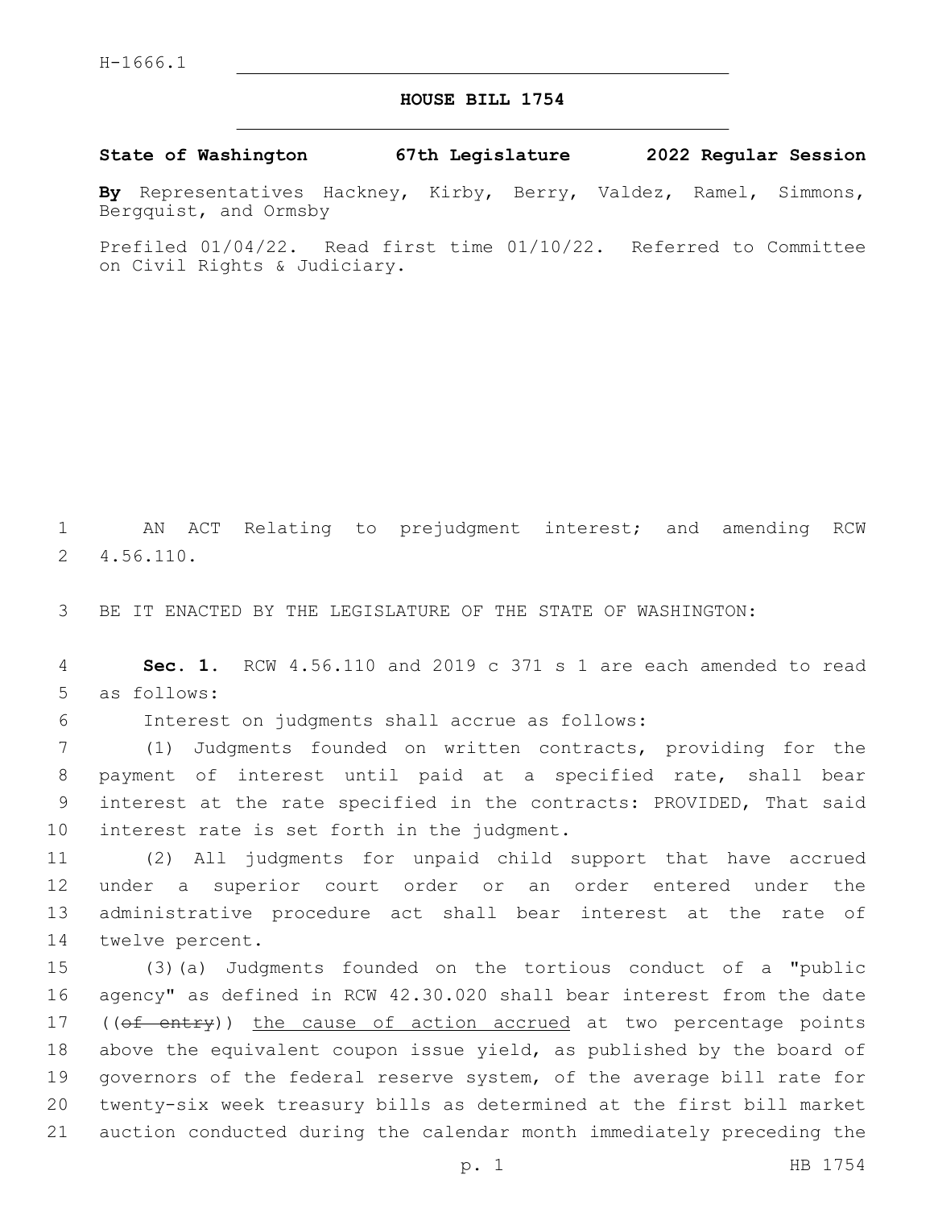H-1666.1

# HOUSE BILL 1754

**State of Washington 67th Legislature 2022 Regular Session**

**By** Representatives Hackney, Kirby, Berry, Valdez, Ramel, Simmons, Bergquist, and Ormsby

Prefiled 01/04/22. Read first time 01/10/22. Referred to Committee on Civil Rights & Judiciary.

AN ACT Relating to prejudgment interest; and amending RCW 4.56.110.

BE IT ENACTED BY THE LEGISLATURE OF THE STATE OF WASHINGTON:

**Sec. 1.** RCW 4.56.110 and 2019 c 371 s 1 are each amended to read as follows:

Interest on judgments shall accrue as follows:

(1) Judgments founded on written contracts, providing for the payment of interest until paid at a specified rate, shall bear interest at the rate specified in the contracts: PROVIDED, That said interest rate is set forth in the judgment.

(2) All judgments for unpaid child support that have accrued under a superior court order or an order entered under the administrative procedure act shall bear interest at the rate of twelve percent.

(3)(a) Judgments founded on the tortious conduct of a "public agency" as defined in RCW 42.30.020 shall bear interest from the date ((~~of entry~~)) <u>the cause of action accrued</u> at two percentage points above the equivalent coupon issue yield, as published by the board of governors of the federal reserve system, of the average bill rate for twenty-six week treasury bills as determined at the first bill market auction conducted during the calendar month immediately preceding the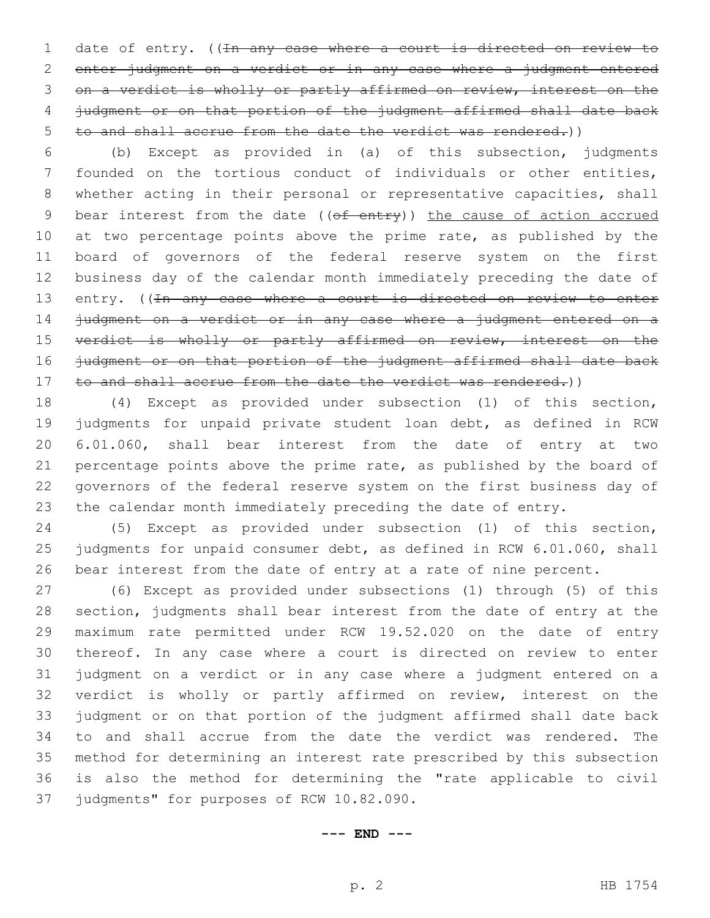date of entry. ((~~In any case where a court is directed on review to enter judgment on a verdict or in any case where a judgment entered on a verdict is wholly or partly affirmed on review, interest on the judgment or on that portion of the judgment affirmed shall date back to and shall accrue from the date the verdict was rendered.~~))

(b) Except as provided in (a) of this subsection, judgments founded on the tortious conduct of individuals or other entities, whether acting in their personal or representative capacities, shall bear interest from the date ((~~of entry~~)) <u>the cause of action accrued</u> at two percentage points above the prime rate, as published by the board of governors of the federal reserve system on the first business day of the calendar month immediately preceding the date of entry. ((~~In any case where a court is directed on review to enter judgment on a verdict or in any case where a judgment entered on a verdict is wholly or partly affirmed on review, interest on the judgment or on that portion of the judgment affirmed shall date back to and shall accrue from the date the verdict was rendered.~~))

(4) Except as provided under subsection (1) of this section, judgments for unpaid private student loan debt, as defined in RCW 6.01.060, shall bear interest from the date of entry at two percentage points above the prime rate, as published by the board of governors of the federal reserve system on the first business day of the calendar month immediately preceding the date of entry.

(5) Except as provided under subsection (1) of this section, judgments for unpaid consumer debt, as defined in RCW 6.01.060, shall bear interest from the date of entry at a rate of nine percent.

(6) Except as provided under subsections (1) through (5) of this section, judgments shall bear interest from the date of entry at the maximum rate permitted under RCW 19.52.020 on the date of entry thereof. In any case where a court is directed on review to enter judgment on a verdict or in any case where a judgment entered on a verdict is wholly or partly affirmed on review, interest on the judgment or on that portion of the judgment affirmed shall date back to and shall accrue from the date the verdict was rendered. The method for determining an interest rate prescribed by this subsection is also the method for determining the "rate applicable to civil judgments" for purposes of RCW 10.82.090.

**--- END ---**